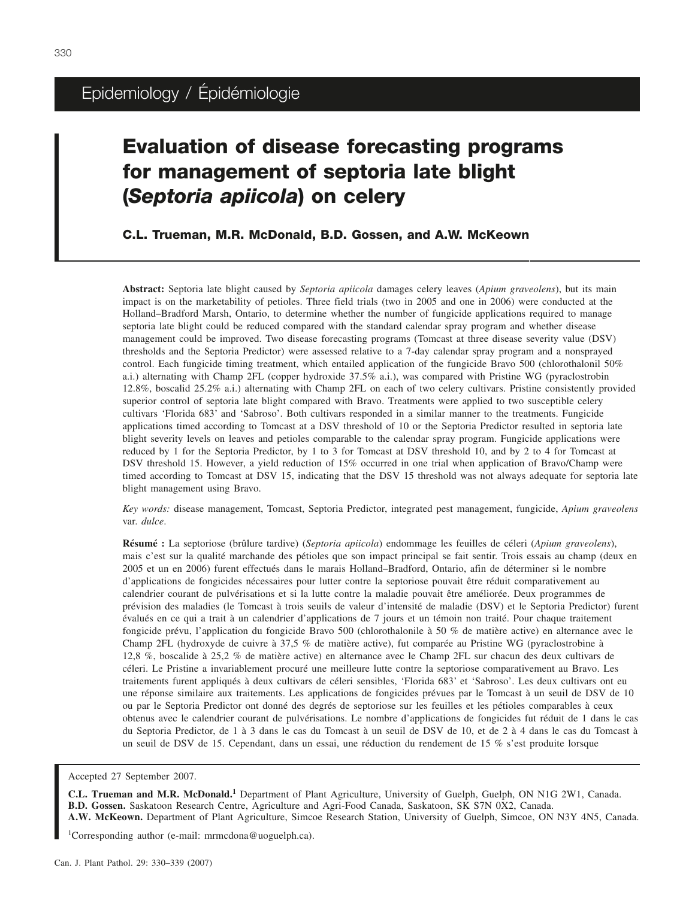Epidemiology / Épidémiologie

# Evaluation of disease forecasting programs for management of septoria late blight (*Septoria apiicola*) on celery

**C.L. Trueman, M.R. McDonald, B.D. Gossen, and A.W. McKeown**

**Abstract:** Septoria late blight caused by *Septoria apiicola* damages celery leaves (*Apium graveolens*), but its main impact is on the marketability of petioles. Three field trials (two in 2005 and one in 2006) were conducted at the Holland–Bradford Marsh, Ontario, to determine whether the number of fungicide applications required to manage septoria late blight could be reduced compared with the standard calendar spray program and whether disease management could be improved. Two disease forecasting programs (Tomcast at three disease severity value (DSV) thresholds and the Septoria Predictor) were assessed relative to a 7-day calendar spray program and a nonsprayed control. Each fungicide timing treatment, which entailed application of the fungicide Bravo 500 (chlorothalonil 50% a.i.) alternating with Champ 2FL (copper hydroxide 37.5% a.i.), was compared with Pristine WG (pyraclostrobin 12.8%, boscalid 25.2% a.i.) alternating with Champ 2FL on each of two celery cultivars. Pristine consistently provided superior control of septoria late blight compared with Bravo. Treatments were applied to two susceptible celery cultivars 'Florida 683' and 'Sabroso'. Both cultivars responded in a similar manner to the treatments. Fungicide applications timed according to Tomcast at a DSV threshold of 10 or the Septoria Predictor resulted in septoria late blight severity levels on leaves and petioles comparable to the calendar spray program. Fungicide applications were reduced by 1 for the Septoria Predictor, by 1 to 3 for Tomcast at DSV threshold 10, and by 2 to 4 for Tomcast at DSV threshold 15. However, a yield reduction of 15% occurred in one trial when application of Bravo/Champ were timed according to Tomcast at DSV 15, indicating that the DSV 15 threshold was not always adequate for septoria late blight management using Bravo.

*Key words:* disease management, Tomcast, Septoria Predictor, integrated pest management, fungicide, *Apium graveolens* var. *dulce*.

**Résumé :** La septoriose (brûlure tardive) (*Septoria apiicola*) endommage les feuilles de céleri (*Apium graveolens*), mais c'est sur la qualité marchande des pétioles que son impact principal se fait sentir. Trois essais au champ (deux en 2005 et un en 2006) furent effectués dans le marais Holland–Bradford, Ontario, afin de déterminer si le nombre d'applications de fongicides nécessaires pour lutter contre la septoriose pouvait être réduit comparativement au calendrier courant de pulvérisations et si la lutte contre la maladie pouvait être améliorée. Deux programmes de prévision des maladies (le Tomcast à trois seuils de valeur d'intensité de maladie (DSV) et le Septoria Predictor) furent évalués en ce qui a trait à un calendrier d'applications de 7 jours et un témoin non traité. Pour chaque traitement fongicide prévu, l'application du fongicide Bravo 500 (chlorothalonile à 50 % de matière active) en alternance avec le Champ 2FL (hydroxyde de cuivre à 37,5 % de matière active), fut comparée au Pristine WG (pyraclostrobine à 12,8 %, boscalide à 25,2 % de matière active) en alternance avec le Champ 2FL sur chacun des deux cultivars de céleri. Le Pristine a invariablement procuré une meilleure lutte contre la septoriose comparativement au Bravo. Les traitements furent appliqués à deux cultivars de céleri sensibles, 'Florida 683' et 'Sabroso'. Les deux cultivars ont eu une réponse similaire aux traitements. Les applications de fongicides prévues par le Tomcast à un seuil de DSV de 10 ou par le Septoria Predictor ont donné des degrés de septoriose sur les feuilles et les pétioles comparables à ceux obtenus avec le calendrier courant de pulvérisations. Le nombre d'applications de fongicides fut réduit de 1 dans le cas du Septoria Predictor, de 1 à 3 dans le cas du Tomcast à un seuil de DSV de 10, et de 2 à 4 dans le cas du Tomcast à un seuil de DSV de 15. Cependant, dans un essai, une réduction du rendement de 15 % s'est produite lorsque

Accepted 27 September 2007.

**C.L. Trueman and M.R. McDonald.**[1] Department of Plant Agriculture, University of Guelph, Guelph, ON N1G 2W1, Canada.
**B.D. Gossen.** Saskatoon Research Centre, Agriculture and Agri-Food Canada, Saskatoon, SK S7N 0X2, Canada.
**A.W. McKeown.** Department of Plant Agriculture, Simcoe Research Station, University of Guelph, Simcoe, ON N3Y 4N5, Canada.

[1]Corresponding author (e-mail: mrmcdona@uoguelph.ca).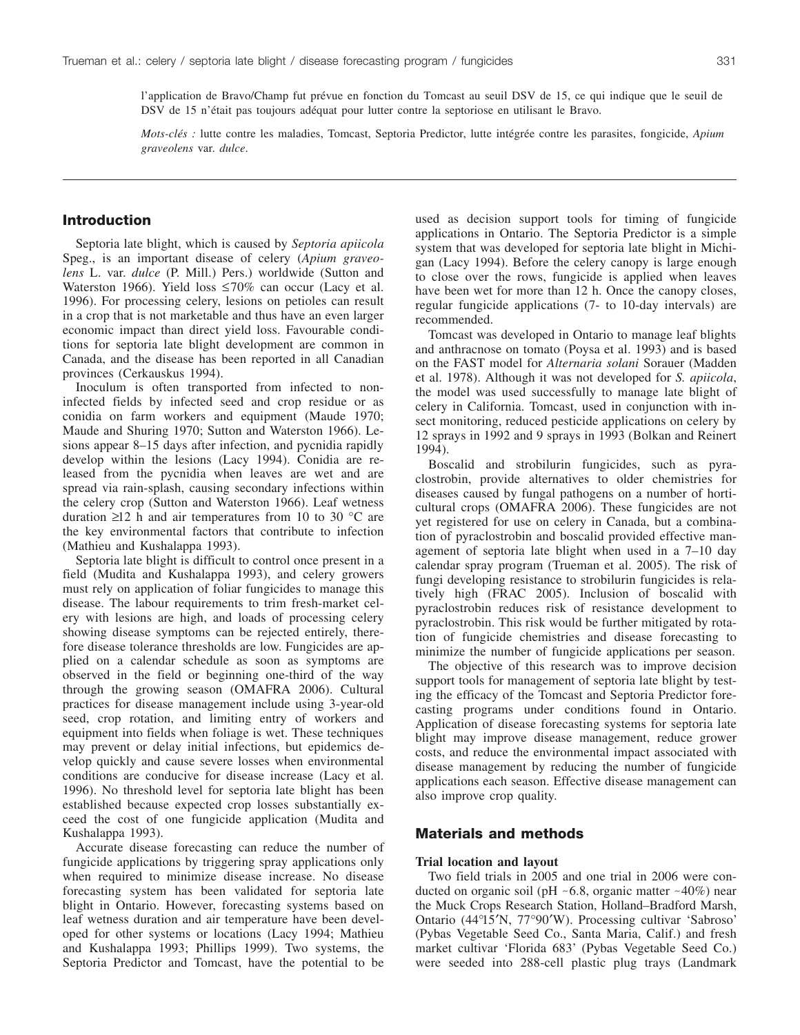l'application de Bravo/Champ fut prévue en fonction du Tomcast au seuil DSV de 15, ce qui indique que le seuil de DSV de 15 n'était pas toujours adéquat pour lutter contre la septoriose en utilisant le Bravo.

*Mots-clés :* lutte contre les maladies, Tomcast, Septoria Predictor, lutte intégrée contre les parasites, fongicide, *Apium graveolens* var. *dulce*.

## Introduction

Septoria late blight, which is caused by *Septoria apiicola* Speg., is an important disease of celery (*Apium graveolens* L. var. *dulce* (P. Mill.) Pers.) worldwide (Sutton and Waterston 1966). Yield loss ≤70% can occur (Lacy et al. 1996). For processing celery, lesions on petioles can result in a crop that is not marketable and thus have an even larger economic impact than direct yield loss. Favourable conditions for septoria late blight development are common in Canada, and the disease has been reported in all Canadian provinces (Cerkauskus 1994).

Inoculum is often transported from infected to noninfected fields by infected seed and crop residue or as conidia on farm workers and equipment (Maude 1970; Maude and Shuring 1970; Sutton and Waterston 1966). Lesions appear 8–15 days after infection, and pycnidia rapidly develop within the lesions (Lacy 1994). Conidia are released from the pycnidia when leaves are wet and are spread via rain-splash, causing secondary infections within the celery crop (Sutton and Waterston 1966). Leaf wetness duration ≥12 h and air temperatures from 10 to 30 °C are the key environmental factors that contribute to infection (Mathieu and Kushalappa 1993).

Septoria late blight is difficult to control once present in a field (Mudita and Kushalappa 1993), and celery growers must rely on application of foliar fungicides to manage this disease. The labour requirements to trim fresh-market celery with lesions are high, and loads of processing celery showing disease symptoms can be rejected entirely, therefore disease tolerance thresholds are low. Fungicides are applied on a calendar schedule as soon as symptoms are observed in the field or beginning one-third of the way through the growing season (OMAFRA 2006). Cultural practices for disease management include using 3-year-old seed, crop rotation, and limiting entry of workers and equipment into fields when foliage is wet. These techniques may prevent or delay initial infections, but epidemics develop quickly and cause severe losses when environmental conditions are conducive for disease increase (Lacy et al. 1996). No threshold level for septoria late blight has been established because expected crop losses substantially exceed the cost of one fungicide application (Mudita and Kushalappa 1993).

Accurate disease forecasting can reduce the number of fungicide applications by triggering spray applications only when required to minimize disease increase. No disease forecasting system has been validated for septoria late blight in Ontario. However, forecasting systems based on leaf wetness duration and air temperature have been developed for other systems or locations (Lacy 1994; Mathieu and Kushalappa 1993; Phillips 1999). Two systems, the Septoria Predictor and Tomcast, have the potential to be used as decision support tools for timing of fungicide applications in Ontario. The Septoria Predictor is a simple system that was developed for septoria late blight in Michigan (Lacy 1994). Before the celery canopy is large enough to close over the rows, fungicide is applied when leaves have been wet for more than 12 h. Once the canopy closes, regular fungicide applications (7- to 10-day intervals) are recommended.

Tomcast was developed in Ontario to manage leaf blights and anthracnose on tomato (Poysa et al. 1993) and is based on the FAST model for *Alternaria solani* Sorauer (Madden et al. 1978). Although it was not developed for *S. apiicola*, the model was used successfully to manage late blight of celery in California. Tomcast, used in conjunction with insect monitoring, reduced pesticide applications on celery by 12 sprays in 1992 and 9 sprays in 1993 (Bolkan and Reinert 1994).

Boscalid and strobilurin fungicides, such as pyraclostrobin, provide alternatives to older chemistries for diseases caused by fungal pathogens on a number of horticultural crops (OMAFRA 2006). These fungicides are not yet registered for use on celery in Canada, but a combination of pyraclostrobin and boscalid provided effective management of septoria late blight when used in a 7–10 day calendar spray program (Trueman et al. 2005). The risk of fungi developing resistance to strobilurin fungicides is relatively high (FRAC 2005). Inclusion of boscalid with pyraclostrobin reduces risk of resistance development to pyraclostrobin. This risk would be further mitigated by rotation of fungicide chemistries and disease forecasting to minimize the number of fungicide applications per season.

The objective of this research was to improve decision support tools for management of septoria late blight by testing the efficacy of the Tomcast and Septoria Predictor forecasting programs under conditions found in Ontario. Application of disease forecasting systems for septoria late blight may improve disease management, reduce grower costs, and reduce the environmental impact associated with disease management by reducing the number of fungicide applications each season. Effective disease management can also improve crop quality.

## Materials and methods

### Trial location and layout

Two field trials in 2005 and one trial in 2006 were conducted on organic soil (pH ~6.8, organic matter ~40%) near the Muck Crops Research Station, Holland–Bradford Marsh, Ontario (44°15′N, 77°90′W). Processing cultivar 'Sabroso' (Pybas Vegetable Seed Co., Santa Maria, Calif.) and fresh market cultivar 'Florida 683' (Pybas Vegetable Seed Co.) were seeded into 288-cell plastic plug trays (Landmark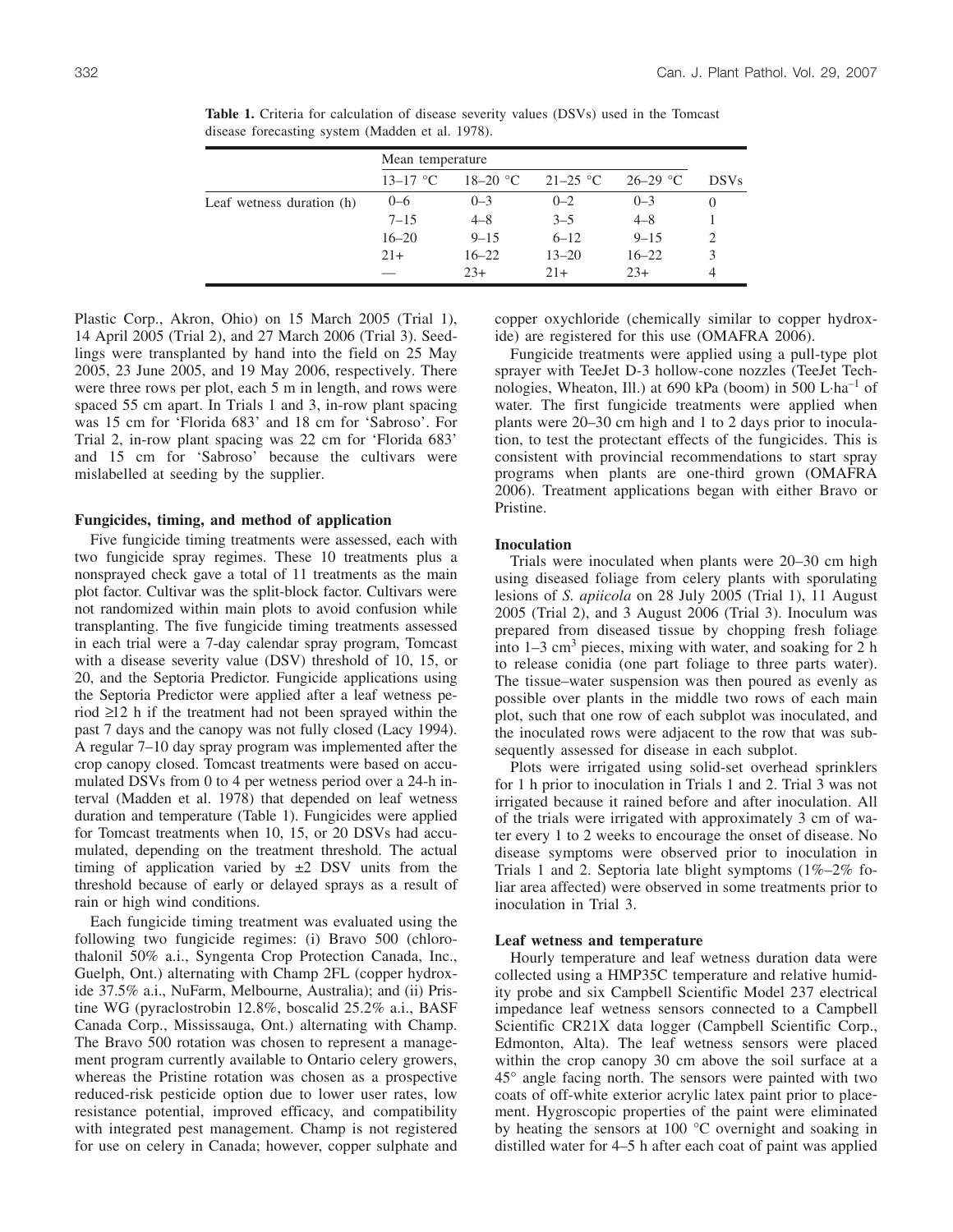**Table 1.** Criteria for calculation of disease severity values (DSVs) used in the Tomcast disease forecasting system (Madden et al. 1978).

| | Mean temperature | | | | |
|---|---|---|---|---|---|
| | 13–17 °C | 18–20 °C | 21–25 °C | 26–29 °C | DSVs |
| Leaf wetness duration (h) | 0–6 | 0–3 | 0–2 | 0–3 | 0 |
| | 7–15 | 4–8 | 3–5 | 4–8 | 1 |
| | 16–20 | 9–15 | 6–12 | 9–15 | 2 |
| | 21+ | 16–22 | 13–20 | 16–22 | 3 |
| | — | 23+ | 21+ | 23+ | 4 |

Plastic Corp., Akron, Ohio) on 15 March 2005 (Trial 1), 14 April 2005 (Trial 2), and 27 March 2006 (Trial 3). Seedlings were transplanted by hand into the field on 25 May 2005, 23 June 2005, and 19 May 2006, respectively. There were three rows per plot, each 5 m in length, and rows were spaced 55 cm apart. In Trials 1 and 3, in-row plant spacing was 15 cm for 'Florida 683' and 18 cm for 'Sabroso'. For Trial 2, in-row plant spacing was 22 cm for 'Florida 683' and 15 cm for 'Sabroso' because the cultivars were mislabelled at seeding by the supplier.

### Fungicides, timing, and method of application

Five fungicide timing treatments were assessed, each with two fungicide spray regimes. These 10 treatments plus a nonsprayed check gave a total of 11 treatments as the main plot factor. Cultivar was the split-block factor. Cultivars were not randomized within main plots to avoid confusion while transplanting. The five fungicide timing treatments assessed in each trial were a 7-day calendar spray program, Tomcast with a disease severity value (DSV) threshold of 10, 15, or 20, and the Septoria Predictor. Fungicide applications using the Septoria Predictor were applied after a leaf wetness period ≥12 h if the treatment had not been sprayed within the past 7 days and the canopy was not fully closed (Lacy 1994). A regular 7–10 day spray program was implemented after the crop canopy closed. Tomcast treatments were based on accumulated DSVs from 0 to 4 per wetness period over a 24-h interval (Madden et al. 1978) that depended on leaf wetness duration and temperature (Table 1). Fungicides were applied for Tomcast treatments when 10, 15, or 20 DSVs had accumulated, depending on the treatment threshold. The actual timing of application varied by ±2 DSV units from the threshold because of early or delayed sprays as a result of rain or high wind conditions.

Each fungicide timing treatment was evaluated using the following two fungicide regimes: (i) Bravo 500 (chlorothalonil 50% a.i., Syngenta Crop Protection Canada, Inc., Guelph, Ont.) alternating with Champ 2FL (copper hydroxide 37.5% a.i., NuFarm, Melbourne, Australia); and (ii) Pristine WG (pyraclostrobin 12.8%, boscalid 25.2% a.i., BASF Canada Corp., Mississauga, Ont.) alternating with Champ. The Bravo 500 rotation was chosen to represent a management program currently available to Ontario celery growers, whereas the Pristine rotation was chosen as a prospective reduced-risk pesticide option due to lower user rates, low resistance potential, improved efficacy, and compatibility with integrated pest management. Champ is not registered for use on celery in Canada; however, copper sulphate and copper oxychloride (chemically similar to copper hydroxide) are registered for this use (OMAFRA 2006).

Fungicide treatments were applied using a pull-type plot sprayer with TeeJet D-3 hollow-cone nozzles (TeeJet Technologies, Wheaton, Ill.) at 690 kPa (boom) in 500 L·ha$^{-1}$ of water. The first fungicide treatments were applied when plants were 20–30 cm high and 1 to 2 days prior to inoculation, to test the protectant effects of the fungicides. This is consistent with provincial recommendations to start spray programs when plants are one-third grown (OMAFRA 2006). Treatment applications began with either Bravo or Pristine.

### Inoculation

Trials were inoculated when plants were 20–30 cm high using diseased foliage from celery plants with sporulating lesions of *S. apiicola* on 28 July 2005 (Trial 1), 11 August 2005 (Trial 2), and 3 August 2006 (Trial 3). Inoculum was prepared from diseased tissue by chopping fresh foliage into 1–3 cm$^3$ pieces, mixing with water, and soaking for 2 h to release conidia (one part foliage to three parts water). The tissue–water suspension was then poured as evenly as possible over plants in the middle two rows of each main plot, such that one row of each subplot was inoculated, and the inoculated rows were adjacent to the row that was subsequently assessed for disease in each subplot.

Plots were irrigated using solid-set overhead sprinklers for 1 h prior to inoculation in Trials 1 and 2. Trial 3 was not irrigated because it rained before and after inoculation. All of the trials were irrigated with approximately 3 cm of water every 1 to 2 weeks to encourage the onset of disease. No disease symptoms were observed prior to inoculation in Trials 1 and 2. Septoria late blight symptoms (1%–2% foliar area affected) were observed in some treatments prior to inoculation in Trial 3.

### Leaf wetness and temperature

Hourly temperature and leaf wetness duration data were collected using a HMP35C temperature and relative humidity probe and six Campbell Scientific Model 237 electrical impedance leaf wetness sensors connected to a Campbell Scientific CR21X data logger (Campbell Scientific Corp., Edmonton, Alta). The leaf wetness sensors were placed within the crop canopy 30 cm above the soil surface at a 45° angle facing north. The sensors were painted with two coats of off-white exterior acrylic latex paint prior to placement. Hygroscopic properties of the paint were eliminated by heating the sensors at 100 °C overnight and soaking in distilled water for 4–5 h after each coat of paint was applied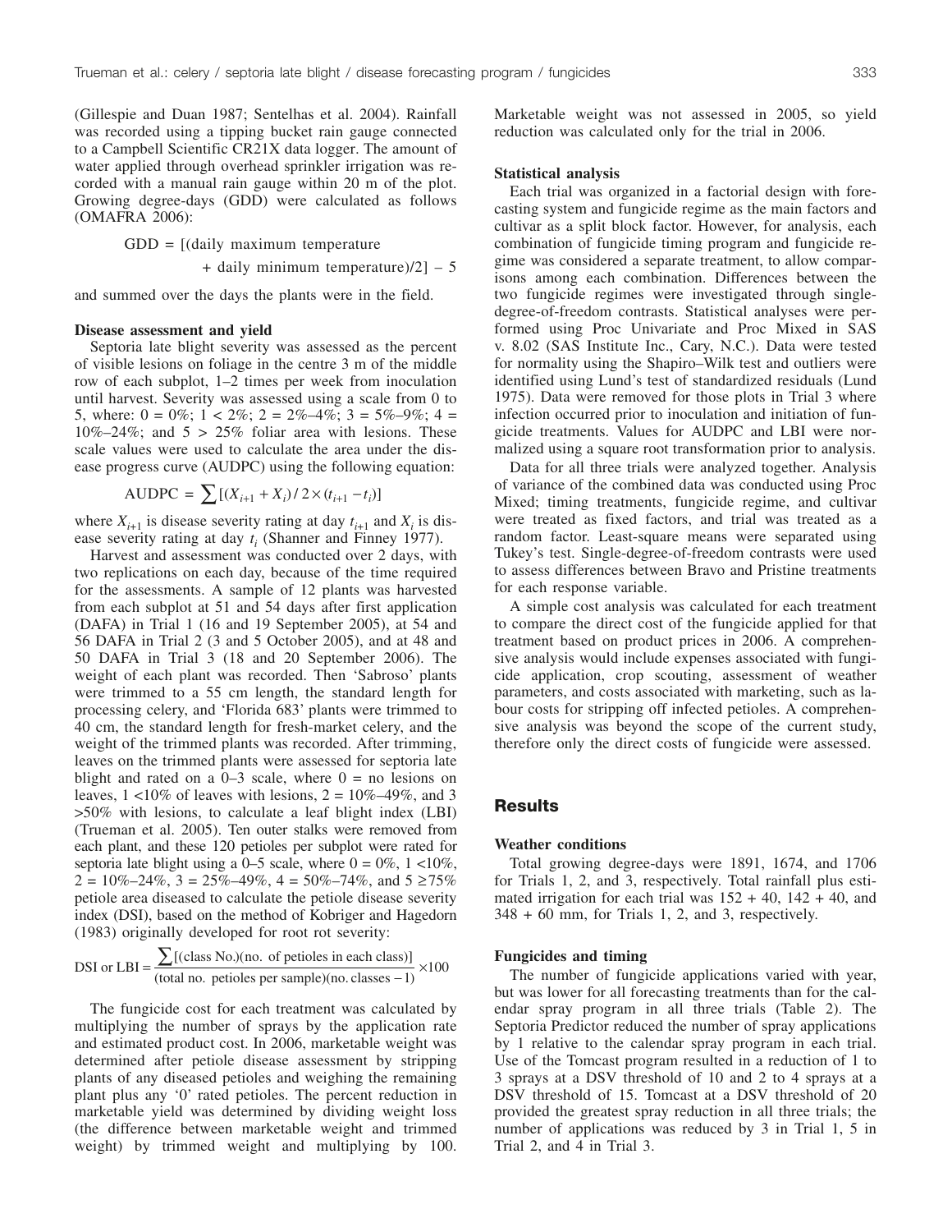(Gillespie and Duan 1987; Sentelhas et al. 2004). Rainfall was recorded using a tipping bucket rain gauge connected to a Campbell Scientific CR21X data logger. The amount of water applied through overhead sprinkler irrigation was recorded with a manual rain gauge within 20 m of the plot. Growing degree-days (GDD) were calculated as follows (OMAFRA 2006):

$$\text{GDD} = [(\text{daily maximum temperature} + \text{daily minimum temperature})/2] - 5$$

and summed over the days the plants were in the field.

### Disease assessment and yield

Septoria late blight severity was assessed as the percent of visible lesions on foliage in the centre 3 m of the middle row of each subplot, 1–2 times per week from inoculation until harvest. Severity was assessed using a scale from 0 to 5, where: 0 = 0%; 1 < 2%; 2 = 2%–4%; 3 = 5%–9%; 4 = 10%–24%; and 5 > 25% foliar area with lesions. These scale values were used to calculate the area under the disease progress curve (AUDPC) using the following equation:

$$\text{AUDPC} = \sum [(X_{i+1} + X_i)/2 \times (t_{i+1} - t_i)]$$

where $X_{i+1}$ is disease severity rating at day $t_{i+1}$ and $X_i$ is disease severity rating at day $t_i$ (Shanner and Finney 1977).

Harvest and assessment was conducted over 2 days, with two replications on each day, because of the time required for the assessments. A sample of 12 plants was harvested from each subplot at 51 and 54 days after first application (DAFA) in Trial 1 (16 and 19 September 2005), at 54 and 56 DAFA in Trial 2 (3 and 5 October 2005), and at 48 and 50 DAFA in Trial 3 (18 and 20 September 2006). The weight of each plant was recorded. Then 'Sabroso' plants were trimmed to a 55 cm length, the standard length for processing celery, and 'Florida 683' plants were trimmed to 40 cm, the standard length for fresh-market celery, and the weight of the trimmed plants was recorded. After trimming, leaves on the trimmed plants were assessed for septoria late blight and rated on a 0–3 scale, where 0 = no lesions on leaves, 1 <10% of leaves with lesions, 2 = 10%–49%, and 3 >50% with lesions, to calculate a leaf blight index (LBI) (Trueman et al. 2005). Ten outer stalks were removed from each plant, and these 120 petioles per subplot were rated for septoria late blight using a 0–5 scale, where 0 = 0%, 1 <10%, 2 = 10%–24%, 3 = 25%–49%, 4 = 50%–74%, and 5 ≥75% petiole area diseased to calculate the petiole disease severity index (DSI), based on the method of Kobriger and Hagedorn (1983) originally developed for root rot severity:

$$\text{DSI or LBI} = \frac{\sum[(\text{class No.})(\text{no. of petioles in each class})]}{(\text{total no. petioles per sample})(\text{no. classes} - 1)} \times 100$$

The fungicide cost for each treatment was calculated by multiplying the number of sprays by the application rate and estimated product cost. In 2006, marketable weight was determined after petiole disease assessment by stripping plants of any diseased petioles and weighing the remaining plant plus any '0' rated petioles. The percent reduction in marketable yield was determined by dividing weight loss (the difference between marketable weight and trimmed weight) by trimmed weight and multiplying by 100. Marketable weight was not assessed in 2005, so yield reduction was calculated only for the trial in 2006.

### Statistical analysis

Each trial was organized in a factorial design with forecasting system and fungicide regime as the main factors and cultivar as a split block factor. However, for analysis, each combination of fungicide timing program and fungicide regime was considered a separate treatment, to allow comparisons among each combination. Differences between the two fungicide regimes were investigated through single-degree-of-freedom contrasts. Statistical analyses were performed using Proc Univariate and Proc Mixed in SAS v. 8.02 (SAS Institute Inc., Cary, N.C.). Data were tested for normality using the Shapiro–Wilk test and outliers were identified using Lund's test of standardized residuals (Lund 1975). Data were removed for those plots in Trial 3 where infection occurred prior to inoculation and initiation of fungicide treatments. Values for AUDPC and LBI were normalized using a square root transformation prior to analysis.

Data for all three trials were analyzed together. Analysis of variance of the combined data was conducted using Proc Mixed; timing treatments, fungicide regime, and cultivar were treated as fixed factors, and trial was treated as a random factor. Least-square means were separated using Tukey's test. Single-degree-of-freedom contrasts were used to assess differences between Bravo and Pristine treatments for each response variable.

A simple cost analysis was calculated for each treatment to compare the direct cost of the fungicide applied for that treatment based on product prices in 2006. A comprehensive analysis would include expenses associated with fungicide application, crop scouting, assessment of weather parameters, and costs associated with marketing, such as labour costs for stripping off infected petioles. A comprehensive analysis was beyond the scope of the current study, therefore only the direct costs of fungicide were assessed.

## Results

### Weather conditions

Total growing degree-days were 1891, 1674, and 1706 for Trials 1, 2, and 3, respectively. Total rainfall plus estimated irrigation for each trial was 152 + 40, 142 + 40, and 348 + 60 mm, for Trials 1, 2, and 3, respectively.

### Fungicides and timing

The number of fungicide applications varied with year, but was lower for all forecasting treatments than for the calendar spray program in all three trials (Table 2). The Septoria Predictor reduced the number of spray applications by 1 relative to the calendar spray program in each trial. Use of the Tomcast program resulted in a reduction of 1 to 3 sprays at a DSV threshold of 10 and 2 to 4 sprays at a DSV threshold of 15. Tomcast at a DSV threshold of 20 provided the greatest spray reduction in all three trials; the number of applications was reduced by 3 in Trial 1, 5 in Trial 2, and 4 in Trial 3.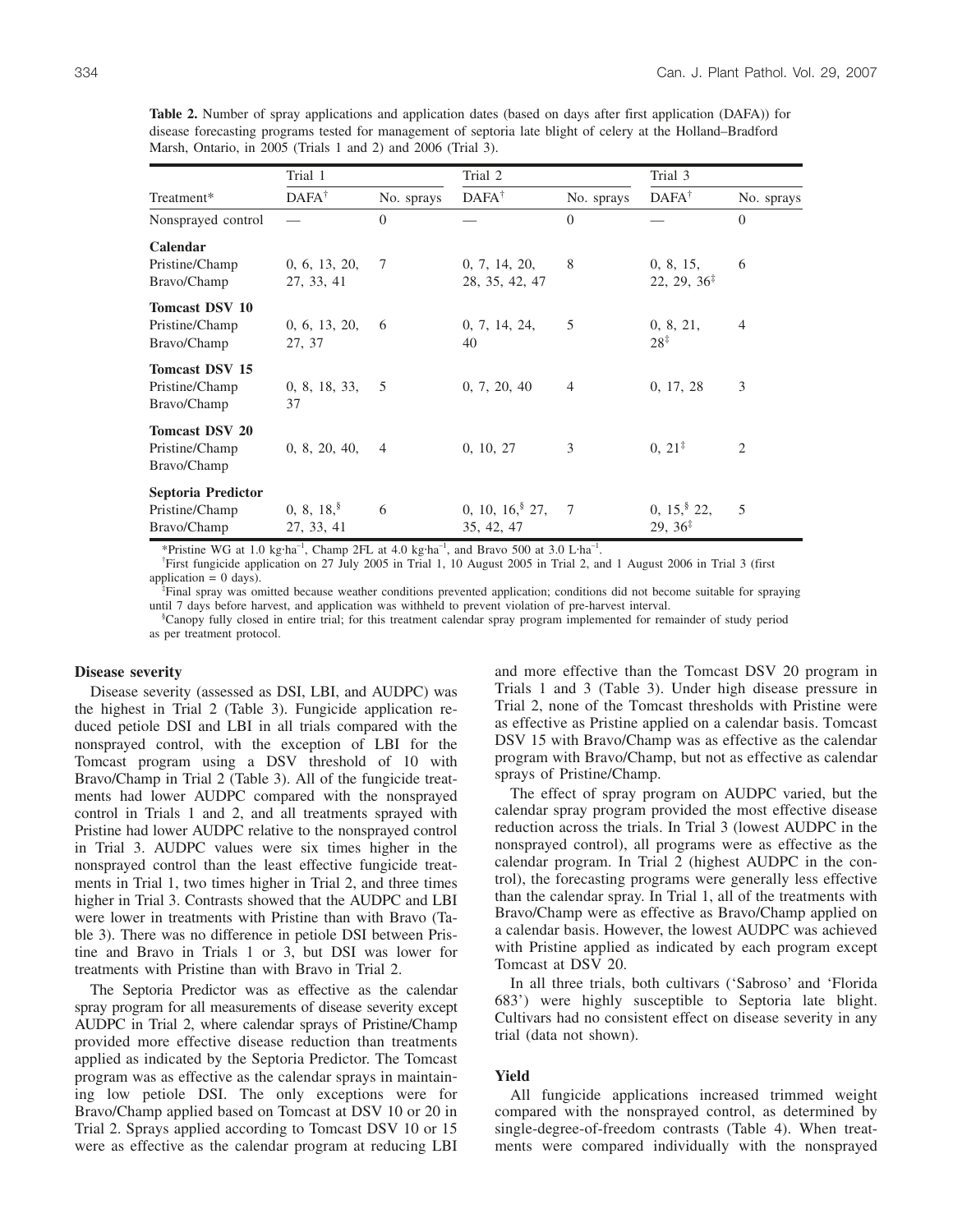**Table 2.** Number of spray applications and application dates (based on days after first application (DAFA)) for disease forecasting programs tested for management of septoria late blight of celery at the Holland–Bradford Marsh, Ontario, in 2005 (Trials 1 and 2) and 2006 (Trial 3).

| | Trial 1 | | Trial 2 | | Trial 3 | |
|---|---|---|---|---|---|---|
| Treatment* | DAFA[†] | No. sprays | DAFA[†] | No. sprays | DAFA[†] | No. sprays |
| Nonsprayed control | — | 0 | — | 0 | — | 0 |
| **Calendar** Pristine/Champ Bravo/Champ | 0, 6, 13, 20, 27, 33, 41 | 7 | 0, 7, 14, 20, 28, 35, 42, 47 | 8 | 0, 8, 15, 22, 29, 36[‡] | 6 |
| **Tomcast DSV 10** Pristine/Champ Bravo/Champ | 0, 6, 13, 20, 27, 37 | 6 | 0, 7, 14, 24, 40 | 5 | 0, 8, 21, 28[‡] | 4 |
| **Tomcast DSV 15** Pristine/Champ Bravo/Champ | 0, 8, 18, 33, 37 | 5 | 0, 7, 20, 40 | 4 | 0, 17, 28 | 3 |
| **Tomcast DSV 20** Pristine/Champ Bravo/Champ | 0, 8, 20, 40, | 4 | 0, 10, 27 | 3 | 0, 21[‡] | 2 |
| **Septoria Predictor** Pristine/Champ Bravo/Champ | 0, 8, 18,[§] 27, 33, 41 | 6 | 0, 10, 16,[§] 27, 35, 42, 47 | 7 | 0, 15,[§] 22, 29, 36[‡] | 5 |

*Pristine WG at 1.0 kg·ha$^{-1}$, Champ 2FL at 4.0 kg·ha$^{-1}$, and Bravo 500 at 3.0 L·ha$^{-1}$.

[†]First fungicide application on 27 July 2005 in Trial 1, 10 August 2005 in Trial 2, and 1 August 2006 in Trial 3 (first application = 0 days).

[‡]Final spray was omitted because weather conditions prevented application; conditions did not become suitable for spraying until 7 days before harvest, and application was withheld to prevent violation of pre-harvest interval.

[§]Canopy fully closed in entire trial; for this treatment calendar spray program implemented for remainder of study period as per treatment protocol.

### Disease severity

Disease severity (assessed as DSI, LBI, and AUDPC) was the highest in Trial 2 (Table 3). Fungicide application reduced petiole DSI and LBI in all trials compared with the nonsprayed control, with the exception of LBI for the Tomcast program using a DSV threshold of 10 with Bravo/Champ in Trial 2 (Table 3). All of the fungicide treatments had lower AUDPC compared with the nonsprayed control in Trials 1 and 2, and all treatments sprayed with Pristine had lower AUDPC relative to the nonsprayed control in Trial 3. AUDPC values were six times higher in the nonsprayed control than the least effective fungicide treatments in Trial 1, two times higher in Trial 2, and three times higher in Trial 3. Contrasts showed that the AUDPC and LBI were lower in treatments with Pristine than with Bravo (Table 3). There was no difference in petiole DSI between Pristine and Bravo in Trials 1 or 3, but DSI was lower for treatments with Pristine than with Bravo in Trial 2.

The Septoria Predictor was as effective as the calendar spray program for all measurements of disease severity except AUDPC in Trial 2, where calendar sprays of Pristine/Champ provided more effective disease reduction than treatments applied as indicated by the Septoria Predictor. The Tomcast program was as effective as the calendar sprays in maintaining low petiole DSI. The only exceptions were for Bravo/Champ applied based on Tomcast at DSV 10 or 20 in Trial 2. Sprays applied according to Tomcast DSV 10 or 15 were as effective as the calendar program at reducing LBI and more effective than the Tomcast DSV 20 program in Trials 1 and 3 (Table 3). Under high disease pressure in Trial 2, none of the Tomcast thresholds with Pristine were as effective as Pristine applied on a calendar basis. Tomcast DSV 15 with Bravo/Champ was as effective as the calendar program with Bravo/Champ, but not as effective as calendar sprays of Pristine/Champ.

The effect of spray program on AUDPC varied, but the calendar spray program provided the most effective disease reduction across the trials. In Trial 3 (lowest AUDPC in the nonsprayed control), all programs were as effective as the calendar program. In Trial 2 (highest AUDPC in the control), the forecasting programs were generally less effective than the calendar spray. In Trial 1, all of the treatments with Bravo/Champ were as effective as Bravo/Champ applied on a calendar basis. However, the lowest AUDPC was achieved with Pristine applied as indicated by each program except Tomcast at DSV 20.

In all three trials, both cultivars ('Sabroso' and 'Florida 683') were highly susceptible to Septoria late blight. Cultivars had no consistent effect on disease severity in any trial (data not shown).

### Yield

All fungicide applications increased trimmed weight compared with the nonsprayed control, as determined by single-degree-of-freedom contrasts (Table 4). When treatments were compared individually with the nonsprayed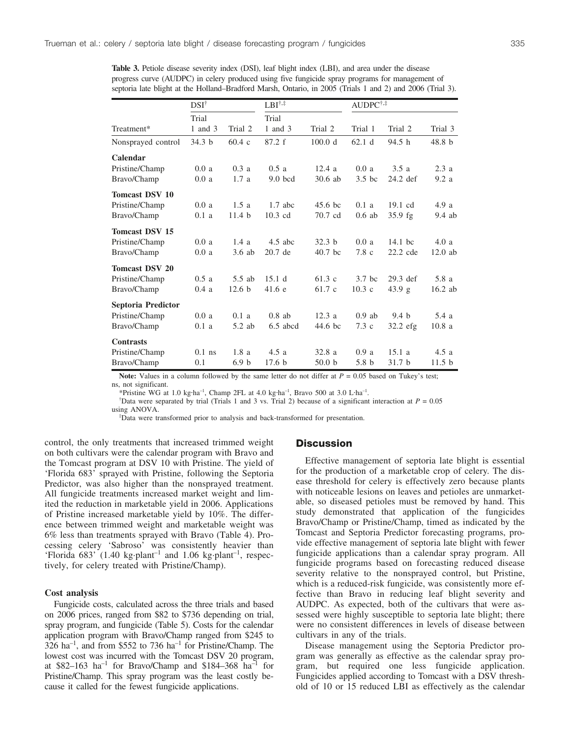**Table 3.** Petiole disease severity index (DSI), leaf blight index (LBI), and area under the disease progress curve (AUDPC) in celery produced using five fungicide spray programs for management of septoria late blight at the Holland–Bradford Marsh, Ontario, in 2005 (Trials 1 and 2) and 2006 (Trial 3).

| | DSI† | | LBI†,‡ | | AUDPC†,‡ | | |
|---|---|---|---|---|---|---|---|
| | Trial | | Trial | | | | |
| Treatment* | 1 and 3 | Trial 2 | 1 and 3 | Trial 2 | Trial 1 | Trial 2 | Trial 3 |
| Nonsprayed control | 34.3 b | 60.4 c | 87.2 f | 100.0 d | 62.1 d | 94.5 h | 48.8 b |
| **Calendar** | | | | | | | |
| Pristine/Champ | 0.0 a | 0.3 a | 0.5 a | 12.4 a | 0.0 a | 3.5 a | 2.3 a |
| Bravo/Champ | 0.0 a | 1.7 a | 9.0 bcd | 30.6 ab | 3.5 bc | 24.2 def | 9.2 a |
| **Tomcast DSV 10** | | | | | | | |
| Pristine/Champ | 0.0 a | 1.5 a | 1.7 abc | 45.6 bc | 0.1 a | 19.1 cd | 4.9 a |
| Bravo/Champ | 0.1 a | 11.4 b | 10.3 cd | 70.7 cd | 0.6 ab | 35.9 fg | 9.4 ab |
| **Tomcast DSV 15** | | | | | | | |
| Pristine/Champ | 0.0 a | 1.4 a | 4.5 abc | 32.3 b | 0.0 a | 14.1 bc | 4.0 a |
| Bravo/Champ | 0.0 a | 3.6 ab | 20.7 de | 40.7 bc | 7.8 c | 22.2 cde | 12.0 ab |
| **Tomcast DSV 20** | | | | | | | |
| Pristine/Champ | 0.5 a | 5.5 ab | 15.1 d | 61.3 c | 3.7 bc | 29.3 def | 5.8 a |
| Bravo/Champ | 0.4 a | 12.6 b | 41.6 e | 61.7 c | 10.3 c | 43.9 g | 16.2 ab |
| **Septoria Predictor** | | | | | | | |
| Pristine/Champ | 0.0 a | 0.1 a | 0.8 ab | 12.3 a | 0.9 ab | 9.4 b | 5.4 a |
| Bravo/Champ | 0.1 a | 5.2 ab | 6.5 abcd | 44.6 bc | 7.3 c | 32.2 efg | 10.8 a |
| **Contrasts** | | | | | | | |
| Pristine/Champ | 0.1 ns | 1.8 a | 4.5 a | 32.8 a | 0.9 a | 15.1 a | 4.5 a |
| Bravo/Champ | 0.1 | 6.9 b | 17.6 b | 50.0 b | 5.8 b | 31.7 b | 11.5 b |

**Note:** Values in a column followed by the same letter do not differ at $P = 0.05$ based on Tukey's test; ns, not significant.

*Pristine WG at 1.0 kg·ha$^{-1}$, Champ 2FL at 4.0 kg·ha$^{-1}$, Bravo 500 at 3.0 L·ha$^{-1}$.

†Data were separated by trial (Trials 1 and 3 vs. Trial 2) because of a significant interaction at $P = 0.05$ using ANOVA.

‡Data were transformed prior to analysis and back-transformed for presentation.

control, the only treatments that increased trimmed weight on both cultivars were the calendar program with Bravo and the Tomcast program at DSV 10 with Pristine. The yield of 'Florida 683' sprayed with Pristine, following the Septoria Predictor, was also higher than the nonsprayed treatment. All fungicide treatments increased market weight and limited the reduction in marketable yield in 2006. Applications of Pristine increased marketable yield by 10%. The difference between trimmed weight and marketable weight was 6% less than treatments sprayed with Bravo (Table 4). Processing celery 'Sabroso' was consistently heavier than 'Florida 683' (1.40 kg·plant$^{-1}$ and 1.06 kg·plant$^{-1}$, respectively, for celery treated with Pristine/Champ).

### Cost analysis

Fungicide costs, calculated across the three trials and based on 2006 prices, ranged from \$82 to \$736 depending on trial, spray program, and fungicide (Table 5). Costs for the calendar application program with Bravo/Champ ranged from \$245 to 326 ha$^{-1}$, and from \$552 to 736 ha$^{-1}$ for Pristine/Champ. The lowest cost was incurred with the Tomcast DSV 20 program, at \$82–163 ha$^{-1}$ for Bravo/Champ and \$184–368 ha$^{-1}$ for Pristine/Champ. This spray program was the least costly because it called for the fewest fungicide applications.

## Discussion

Effective management of septoria late blight is essential for the production of a marketable crop of celery. The disease threshold for celery is effectively zero because plants with noticeable lesions on leaves and petioles are unmarketable, so diseased petioles must be removed by hand. This study demonstrated that application of the fungicides Bravo/Champ or Pristine/Champ, timed as indicated by the Tomcast and Septoria Predictor forecasting programs, provide effective management of septoria late blight with fewer fungicide applications than a calendar spray program. All fungicide programs based on forecasting reduced disease severity relative to the nonsprayed control, but Pristine, which is a reduced-risk fungicide, was consistently more effective than Bravo in reducing leaf blight severity and AUDPC. As expected, both of the cultivars that were assessed were highly susceptible to septoria late blight; there were no consistent differences in levels of disease between cultivars in any of the trials.

Disease management using the Septoria Predictor program was generally as effective as the calendar spray program, but required one less fungicide application. Fungicides applied according to Tomcast with a DSV threshold of 10 or 15 reduced LBI as effectively as the calendar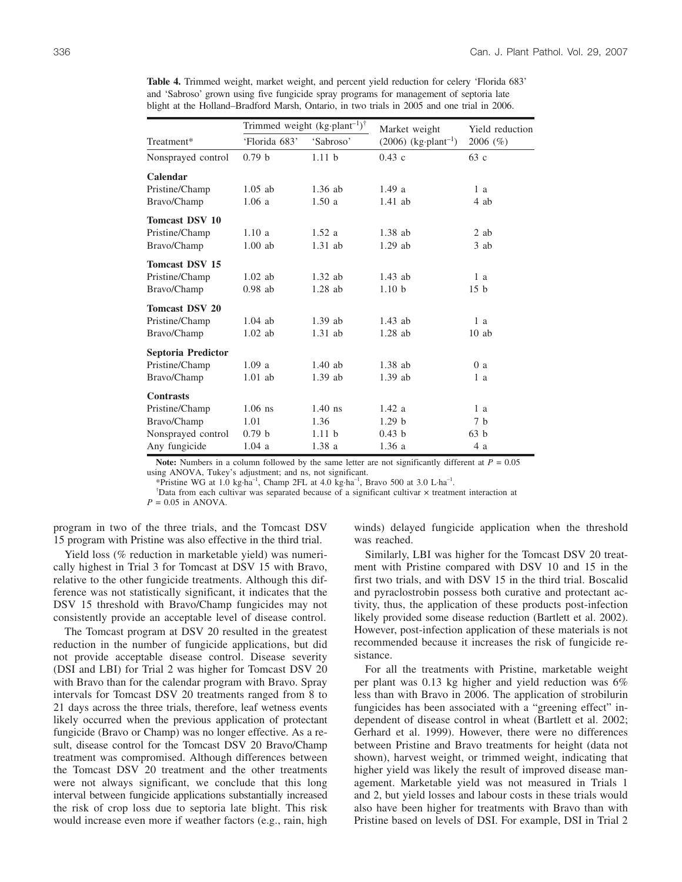**Table 4.** Trimmed weight, market weight, and percent yield reduction for celery 'Florida 683' and 'Sabroso' grown using five fungicide spray programs for management of septoria late blight at the Holland–Bradford Marsh, Ontario, in two trials in 2005 and one trial in 2006.

| Treatment* | Trimmed weight ($kg \cdot plant^{-1}$)[†] | | Market weight | Yield reduction |
|---|---|---|---|---|
| | 'Florida 683' | 'Sabroso' | (2006) ($kg \cdot plant^{-1}$) | 2006 (%) |
| Nonsprayed control | 0.79 b | 1.11 b | 0.43 c | 63 c |
| **Calendar** | | | | |
| Pristine/Champ | 1.05 ab | 1.36 ab | 1.49 a | 1 a |
| Bravo/Champ | 1.06 a | 1.50 a | 1.41 ab | 4 ab |
| **Tomcast DSV 10** | | | | |
| Pristine/Champ | 1.10 a | 1.52 a | 1.38 ab | 2 ab |
| Bravo/Champ | 1.00 ab | 1.31 ab | 1.29 ab | 3 ab |
| **Tomcast DSV 15** | | | | |
| Pristine/Champ | 1.02 ab | 1.32 ab | 1.43 ab | 1 a |
| Bravo/Champ | 0.98 ab | 1.28 ab | 1.10 b | 15 b |
| **Tomcast DSV 20** | | | | |
| Pristine/Champ | 1.04 ab | 1.39 ab | 1.43 ab | 1 a |
| Bravo/Champ | 1.02 ab | 1.31 ab | 1.28 ab | 10 ab |
| **Septoria Predictor** | | | | |
| Pristine/Champ | 1.09 a | 1.40 ab | 1.38 ab | 0 a |
| Bravo/Champ | 1.01 ab | 1.39 ab | 1.39 ab | 1 a |
| **Contrasts** | | | | |
| Pristine/Champ | 1.06 ns | 1.40 ns | 1.42 a | 1 a |
| Bravo/Champ | 1.01 | 1.36 | 1.29 b | 7 b |
| Nonsprayed control | 0.79 b | 1.11 b | 0.43 b | 63 b |
| Any fungicide | 1.04 a | 1.38 a | 1.36 a | 4 a |

**Note:** Numbers in a column followed by the same letter are not significantly different at $P = 0.05$ using ANOVA, Tukey's adjustment; and ns, not significant.

*Pristine WG at 1.0 $kg \cdot ha^{-1}$, Champ 2FL at 4.0 $kg \cdot ha^{-1}$, Bravo 500 at 3.0 $L \cdot ha^{-1}$.

[†]Data from each cultivar was separated because of a significant cultivar × treatment interaction at $P = 0.05$ in ANOVA.

program in two of the three trials, and the Tomcast DSV 15 program with Pristine was also effective in the third trial.

Yield loss (% reduction in marketable yield) was numerically highest in Trial 3 for Tomcast at DSV 15 with Bravo, relative to the other fungicide treatments. Although this difference was not statistically significant, it indicates that the DSV 15 threshold with Bravo/Champ fungicides may not consistently provide an acceptable level of disease control.

The Tomcast program at DSV 20 resulted in the greatest reduction in the number of fungicide applications, but did not provide acceptable disease control. Disease severity (DSI and LBI) for Trial 2 was higher for Tomcast DSV 20 with Bravo than for the calendar program with Bravo. Spray intervals for Tomcast DSV 20 treatments ranged from 8 to 21 days across the three trials, therefore, leaf wetness events likely occurred when the previous application of protectant fungicide (Bravo or Champ) was no longer effective. As a result, disease control for the Tomcast DSV 20 Bravo/Champ treatment was compromised. Although differences between the Tomcast DSV 20 treatment and the other treatments were not always significant, we conclude that this long interval between fungicide applications substantially increased the risk of crop loss due to septoria late blight. This risk would increase even more if weather factors (e.g., rain, high winds) delayed fungicide application when the threshold was reached.

Similarly, LBI was higher for the Tomcast DSV 20 treatment with Pristine compared with DSV 10 and 15 in the first two trials, and with DSV 15 in the third trial. Boscalid and pyraclostrobin possess both curative and protectant activity, thus, the application of these products post-infection likely provided some disease reduction (Bartlett et al. 2002). However, post-infection application of these materials is not recommended because it increases the risk of fungicide resistance.

For all the treatments with Pristine, marketable weight per plant was 0.13 kg higher and yield reduction was 6% less than with Bravo in 2006. The application of strobilurin fungicides has been associated with a "greening effect" independent of disease control in wheat (Bartlett et al. 2002; Gerhard et al. 1999). However, there were no differences between Pristine and Bravo treatments for height (data not shown), harvest weight, or trimmed weight, indicating that higher yield was likely the result of improved disease management. Marketable yield was not measured in Trials 1 and 2, but yield losses and labour costs in these trials would also have been higher for treatments with Bravo than with Pristine based on levels of DSI. For example, DSI in Trial 2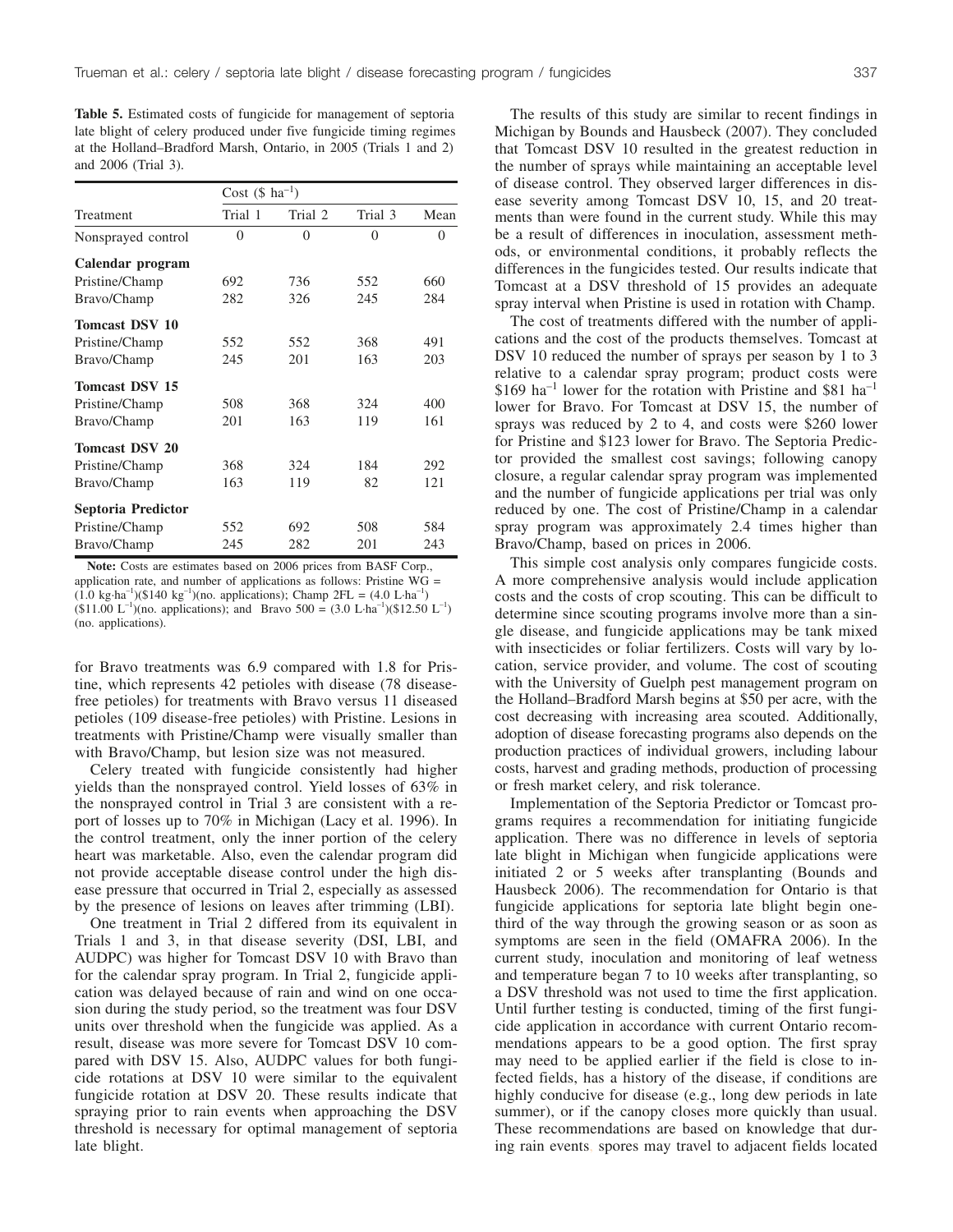**Table 5.** Estimated costs of fungicide for management of septoria late blight of celery produced under five fungicide timing regimes at the Holland–Bradford Marsh, Ontario, in 2005 (Trials 1 and 2) and 2006 (Trial 3).

| Treatment | Cost ($ ha$^{-1}$) | | | |
|---|---|---|---|---|
| | Trial 1 | Trial 2 | Trial 3 | Mean |
| Nonsprayed control | 0 | 0 | 0 | 0 |
| **Calendar program** | | | | |
| Pristine/Champ | 692 | 736 | 552 | 660 |
| Bravo/Champ | 282 | 326 | 245 | 284 |
| **Tomcast DSV 10** | | | | |
| Pristine/Champ | 552 | 552 | 368 | 491 |
| Bravo/Champ | 245 | 201 | 163 | 203 |
| **Tomcast DSV 15** | | | | |
| Pristine/Champ | 508 | 368 | 324 | 400 |
| Bravo/Champ | 201 | 163 | 119 | 161 |
| **Tomcast DSV 20** | | | | |
| Pristine/Champ | 368 | 324 | 184 | 292 |
| Bravo/Champ | 163 | 119 | 82 | 121 |
| **Septoria Predictor** | | | | |
| Pristine/Champ | 552 | 692 | 508 | 584 |
| Bravo/Champ | 245 | 282 | 201 | 243 |

**Note:** Costs are estimates based on 2006 prices from BASF Corp., application rate, and number of applications as follows: Pristine WG = (1.0 kg·ha$^{-1}$)($140 kg$^{-1}$)(no. applications); Champ 2FL = (4.0 L·ha$^{-1}$)($11.00 L$^{-1}$)(no. applications); and Bravo 500 = (3.0 L·ha$^{-1}$)($12.50 L$^{-1}$)(no. applications).

for Bravo treatments was 6.9 compared with 1.8 for Pristine, which represents 42 petioles with disease (78 disease-free petioles) for treatments with Bravo versus 11 diseased petioles (109 disease-free petioles) with Pristine. Lesions in treatments with Pristine/Champ were visually smaller than with Bravo/Champ, but lesion size was not measured.

Celery treated with fungicide consistently had higher yields than the nonsprayed control. Yield losses of 63% in the nonsprayed control in Trial 3 are consistent with a report of losses up to 70% in Michigan (Lacy et al. 1996). In the control treatment, only the inner portion of the celery heart was marketable. Also, even the calendar program did not provide acceptable disease control under the high disease pressure that occurred in Trial 2, especially as assessed by the presence of lesions on leaves after trimming (LBI).

One treatment in Trial 2 differed from its equivalent in Trials 1 and 3, in that disease severity (DSI, LBI, and AUDPC) was higher for Tomcast DSV 10 with Bravo than for the calendar spray program. In Trial 2, fungicide application was delayed because of rain and wind on one occasion during the study period, so the treatment was four DSV units over threshold when the fungicide was applied. As a result, disease was more severe for Tomcast DSV 10 compared with DSV 15. Also, AUDPC values for both fungicide rotations at DSV 10 were similar to the equivalent fungicide rotation at DSV 20. These results indicate that spraying prior to rain events when approaching the DSV threshold is necessary for optimal management of septoria late blight.

The results of this study are similar to recent findings in Michigan by Bounds and Hausbeck (2007). They concluded that Tomcast DSV 10 resulted in the greatest reduction in the number of sprays while maintaining an acceptable level of disease control. They observed larger differences in disease severity among Tomcast DSV 10, 15, and 20 treatments than were found in the current study. While this may be a result of differences in inoculation, assessment methods, or environmental conditions, it probably reflects the differences in the fungicides tested. Our results indicate that Tomcast at a DSV threshold of 15 provides an adequate spray interval when Pristine is used in rotation with Champ.

The cost of treatments differed with the number of applications and the cost of the products themselves. Tomcast at DSV 10 reduced the number of sprays per season by 1 to 3 relative to a calendar spray program; product costs were $169 ha$^{-1}$ lower for the rotation with Pristine and $81 ha$^{-1}$ lower for Bravo. For Tomcast at DSV 15, the number of sprays was reduced by 2 to 4, and costs were $260 lower for Pristine and $123 lower for Bravo. The Septoria Predictor provided the smallest cost savings; following canopy closure, a regular calendar spray program was implemented and the number of fungicide applications per trial was only reduced by one. The cost of Pristine/Champ in a calendar spray program was approximately 2.4 times higher than Bravo/Champ, based on prices in 2006.

This simple cost analysis only compares fungicide costs. A more comprehensive analysis would include application costs and the costs of crop scouting. This can be difficult to determine since scouting programs involve more than a single disease, and fungicide applications may be tank mixed with insecticides or foliar fertilizers. Costs will vary by location, service provider, and volume. The cost of scouting with the University of Guelph pest management program on the Holland–Bradford Marsh begins at $50 per acre, with the cost decreasing with increasing area scouted. Additionally, adoption of disease forecasting programs also depends on the production practices of individual growers, including labour costs, harvest and grading methods, production of processing or fresh market celery, and risk tolerance.

Implementation of the Septoria Predictor or Tomcast programs requires a recommendation for initiating fungicide application. There was no difference in levels of septoria late blight in Michigan when fungicide applications were initiated 2 or 5 weeks after transplanting (Bounds and Hausbeck 2006). The recommendation for Ontario is that fungicide applications for septoria late blight begin one-third of the way through the growing season or as soon as symptoms are seen in the field (OMAFRA 2006). In the current study, inoculation and monitoring of leaf wetness and temperature began 7 to 10 weeks after transplanting, so a DSV threshold was not used to time the first application. Until further testing is conducted, timing of the first fungicide application in accordance with current Ontario recommendations appears to be a good option. The first spray may need to be applied earlier if the field is close to infected fields, has a history of the disease, if conditions are highly conducive for disease (e.g., long dew periods in late summer), or if the canopy closes more quickly than usual. These recommendations are based on knowledge that during rain events, spores may travel to adjacent fields located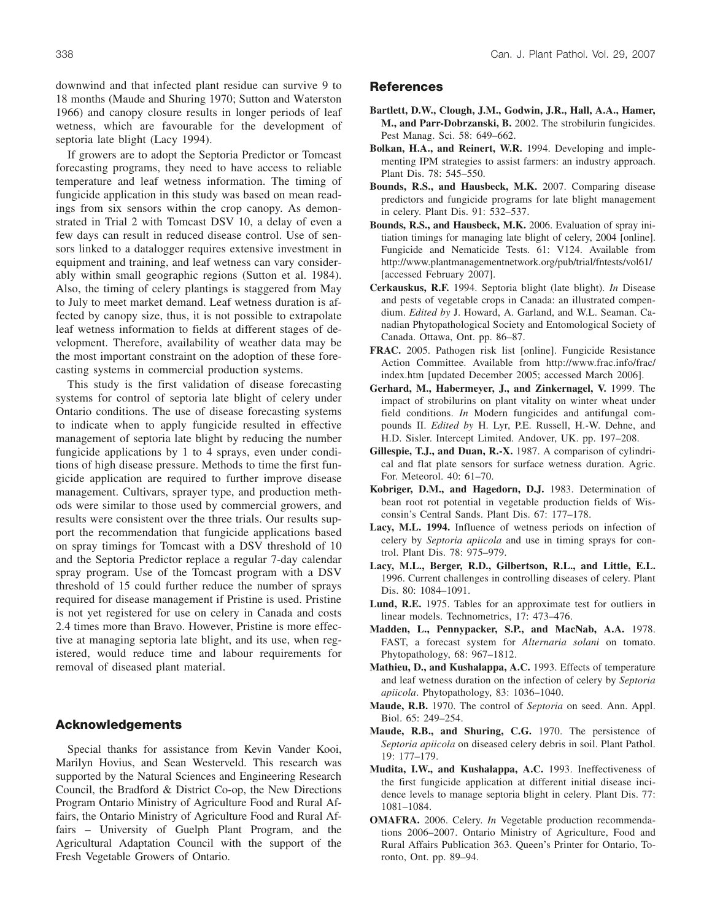downwind and that infected plant residue can survive 9 to 18 months (Maude and Shuring 1970; Sutton and Waterston 1966) and canopy closure results in longer periods of leaf wetness, which are favourable for the development of septoria late blight (Lacy 1994).

If growers are to adopt the Septoria Predictor or Tomcast forecasting programs, they need to have access to reliable temperature and leaf wetness information. The timing of fungicide application in this study was based on mean readings from six sensors within the crop canopy. As demonstrated in Trial 2 with Tomcast DSV 10, a delay of even a few days can result in reduced disease control. Use of sensors linked to a datalogger requires extensive investment in equipment and training, and leaf wetness can vary considerably within small geographic regions (Sutton et al. 1984). Also, the timing of celery plantings is staggered from May to July to meet market demand. Leaf wetness duration is affected by canopy size, thus, it is not possible to extrapolate leaf wetness information to fields at different stages of development. Therefore, availability of weather data may be the most important constraint on the adoption of these forecasting systems in commercial production systems.

This study is the first validation of disease forecasting systems for control of septoria late blight of celery under Ontario conditions. The use of disease forecasting systems to indicate when to apply fungicide resulted in effective management of septoria late blight by reducing the number fungicide applications by 1 to 4 sprays, even under conditions of high disease pressure. Methods to time the first fungicide application are required to further improve disease management. Cultivars, sprayer type, and production methods were similar to those used by commercial growers, and results were consistent over the three trials. Our results support the recommendation that fungicide applications based on spray timings for Tomcast with a DSV threshold of 10 and the Septoria Predictor replace a regular 7-day calendar spray program. Use of the Tomcast program with a DSV threshold of 15 could further reduce the number of sprays required for disease management if Pristine is used. Pristine is not yet registered for use on celery in Canada and costs 2.4 times more than Bravo. However, Pristine is more effective at managing septoria late blight, and its use, when registered, would reduce time and labour requirements for removal of diseased plant material.

## Acknowledgements

Special thanks for assistance from Kevin Vander Kooi, Marilyn Hovius, and Sean Westerveld. This research was supported by the Natural Sciences and Engineering Research Council, the Bradford & District Co-op, the New Directions Program Ontario Ministry of Agriculture Food and Rural Affairs, the Ontario Ministry of Agriculture Food and Rural Affairs – University of Guelph Plant Program, and the Agricultural Adaptation Council with the support of the Fresh Vegetable Growers of Ontario.

## References

**Bartlett, D.W., Clough, J.M., Godwin, J.R., Hall, A.A., Hamer, M., and Parr-Dobrzanski, B.** 2002. The strobilurin fungicides. Pest Manag. Sci. 58: 649–662.

**Bolkan, H.A., and Reinert, W.R.** 1994. Developing and implementing IPM strategies to assist farmers: an industry approach. Plant Dis. 78: 545–550.

**Bounds, R.S., and Hausbeck, M.K.** 2007. Comparing disease predictors and fungicide programs for late blight management in celery. Plant Dis. 91: 532–537.

**Bounds, R.S., and Hausbeck, M.K.** 2006. Evaluation of spray initiation timings for managing late blight of celery, 2004 [online]. Fungicide and Nematicide Tests. 61: V124. Available from http://www.plantmanagementnetwork.org/pub/trial/fntests/vol61/ [accessed February 2007].

**Cerkauskus, R.F.** 1994. Septoria blight (late blight). *In* Disease and pests of vegetable crops in Canada: an illustrated compendium. *Edited by* J. Howard, A. Garland, and W.L. Seaman. Canadian Phytopathological Society and Entomological Society of Canada. Ottawa, Ont. pp. 86–87.

**FRAC.** 2005. Pathogen risk list [online]. Fungicide Resistance Action Committee. Available from http://www.frac.info/frac/index.htm [updated December 2005; accessed March 2006].

**Gerhard, M., Habermeyer, J., and Zinkernagel, V.** 1999. The impact of strobilurins on plant vitality on winter wheat under field conditions. *In* Modern fungicides and antifungal compounds II. *Edited by* H. Lyr, P.E. Russell, H.-W. Dehne, and H.D. Sisler. Intercept Limited. Andover, UK. pp. 197–208.

**Gillespie, T.J., and Duan, R.-X.** 1987. A comparison of cylindrical and flat plate sensors for surface wetness duration. Agric. For. Meteorol. 40: 61–70.

**Kobriger, D.M., and Hagedorn, D.J.** 1983. Determination of bean root rot potential in vegetable production fields of Wisconsin's Central Sands. Plant Dis. 67: 177–178.

**Lacy, M.L. 1994.** Influence of wetness periods on infection of celery by *Septoria apiicola* and use in timing sprays for control. Plant Dis. 78: 975–979.

**Lacy, M.L., Berger, R.D., Gilbertson, R.L., and Little, E.L.** 1996. Current challenges in controlling diseases of celery. Plant Dis. 80: 1084–1091.

**Lund, R.E.** 1975. Tables for an approximate test for outliers in linear models. Technometrics, 17: 473–476.

**Madden, L., Pennypacker, S.P., and MacNab, A.A.** 1978. FAST, a forecast system for *Alternaria solani* on tomato. Phytopathology, 68: 967–1812.

**Mathieu, D., and Kushalappa, A.C.** 1993. Effects of temperature and leaf wetness duration on the infection of celery by *Septoria apiicola*. Phytopathology, 83: 1036–1040.

**Maude, R.B.** 1970. The control of *Septoria* on seed. Ann. Appl. Biol. 65: 249–254.

**Maude, R.B., and Shuring, C.G.** 1970. The persistence of *Septoria apiicola* on diseased celery debris in soil. Plant Pathol. 19: 177–179.

**Mudita, I.W., and Kushalappa, A.C.** 1993. Ineffectiveness of the first fungicide application at different initial disease incidence levels to manage septoria blight in celery. Plant Dis. 77: 1081–1084.

**OMAFRA.** 2006. Celery. *In* Vegetable production recommendations 2006–2007. Ontario Ministry of Agriculture, Food and Rural Affairs Publication 363. Queen's Printer for Ontario, Toronto, Ont. pp. 89–94.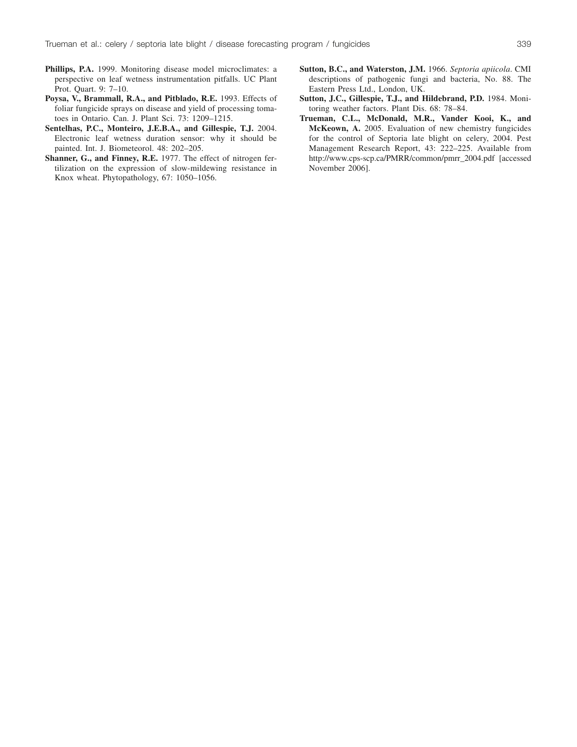**Phillips, P.A.** 1999. Monitoring disease model microclimates: a perspective on leaf wetness instrumentation pitfalls. UC Plant Prot. Quart. 9: 7–10.

**Poysa, V., Brammall, R.A., and Pitblado, R.E.** 1993. Effects of foliar fungicide sprays on disease and yield of processing tomatoes in Ontario. Can. J. Plant Sci. 73: 1209–1215.

**Sentelhas, P.C., Monteiro, J.E.B.A., and Gillespie, T.J.** 2004. Electronic leaf wetness duration sensor: why it should be painted. Int. J. Biometeorol. 48: 202–205.

**Shanner, G., and Finney, R.E.** 1977. The effect of nitrogen fertilization on the expression of slow-mildewing resistance in Knox wheat. Phytopathology, 67: 1050–1056.

**Sutton, B.C., and Waterston, J.M.** 1966. *Septoria apiicola*. CMI descriptions of pathogenic fungi and bacteria, No. 88. The Eastern Press Ltd., London, UK.

**Sutton, J.C., Gillespie, T.J., and Hildebrand, P.D.** 1984. Monitoring weather factors. Plant Dis. 68: 78–84.

**Trueman, C.L., McDonald, M.R., Vander Kooi, K., and McKeown, A.** 2005. Evaluation of new chemistry fungicides for the control of Septoria late blight on celery, 2004. Pest Management Research Report, 43: 222–225. Available from http://www.cps-scp.ca/PMRR/common/pmrr_2004.pdf [accessed November 2006].